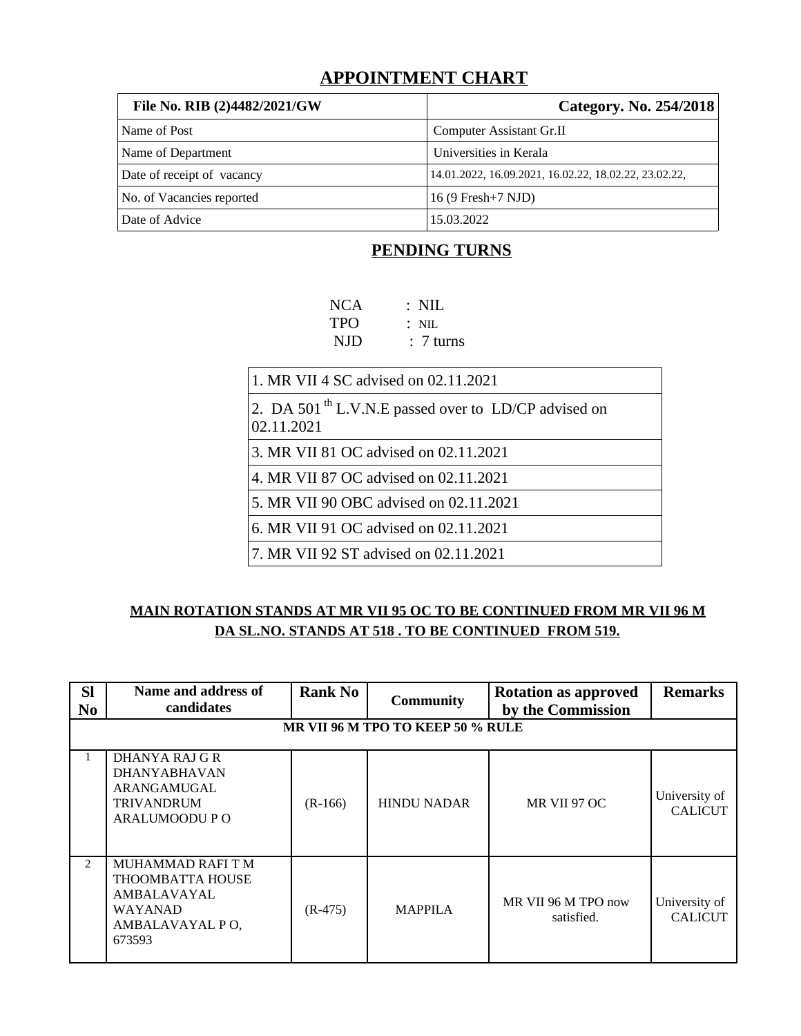# APPOINTMENT CHART

| File No. RIB (2)4482/2021/GW | Category. No. 254/2018 |
|---|---|
| Name of Post | Computer Assistant Gr.II |
| Name of Department | Universities in Kerala |
| Date of receipt of vacancy | 14.01.2022, 16.09.2021, 16.02.22, 18.02.22, 23.02.22, |
| No. of Vacancies reported | 16 (9 Fresh+7 NJD) |
| Date of Advice | 15.03.2022 |

## PENDING TURNS

NCA : NIL
TPO : NIL
NJD : 7 turns

| |
|---|
| 1. MR VII 4 SC advised on 02.11.2021 |
| 2. DA 501[th] L.V.N.E passed over to LD/CP advised on 02.11.2021 |
| 3. MR VII 81 OC advised on 02.11.2021 |
| 4. MR VII 87 OC advised on 02.11.2021 |
| 5. MR VII 90 OBC advised on 02.11.2021 |
| 6. MR VII 91 OC advised on 02.11.2021 |
| 7. MR VII 92 ST advised on 02.11.2021 |

**MAIN ROTATION STANDS AT MR VII 95 OC TO BE CONTINUED FROM MR VII 96 M**
**DA SL.NO. STANDS AT 518 . TO BE CONTINUED FROM 519.**

| Sl No | Name and address of candidates | Rank No | Community | Rotation as approved by the Commission | Remarks |
|---|---|---|---|---|---|
| **MR VII 96 M TPO TO KEEP 50 % RULE** | | | | | |
| 1 | DHANYA RAJ G R DHANYABHAVAN ARANGAMUGAL TRIVANDRUM ARALUMOODU P O | (R-166) | HINDU NADAR | MR VII 97 OC | University of CALICUT |
| 2 | MUHAMMAD RAFI T M THOOMBATTA HOUSE AMBALAVAYAL WAYANAD AMBALAVAYAL P O, 673593 | (R-475) | MAPPILA | MR VII 96 M TPO now satisfied. | University of CALICUT |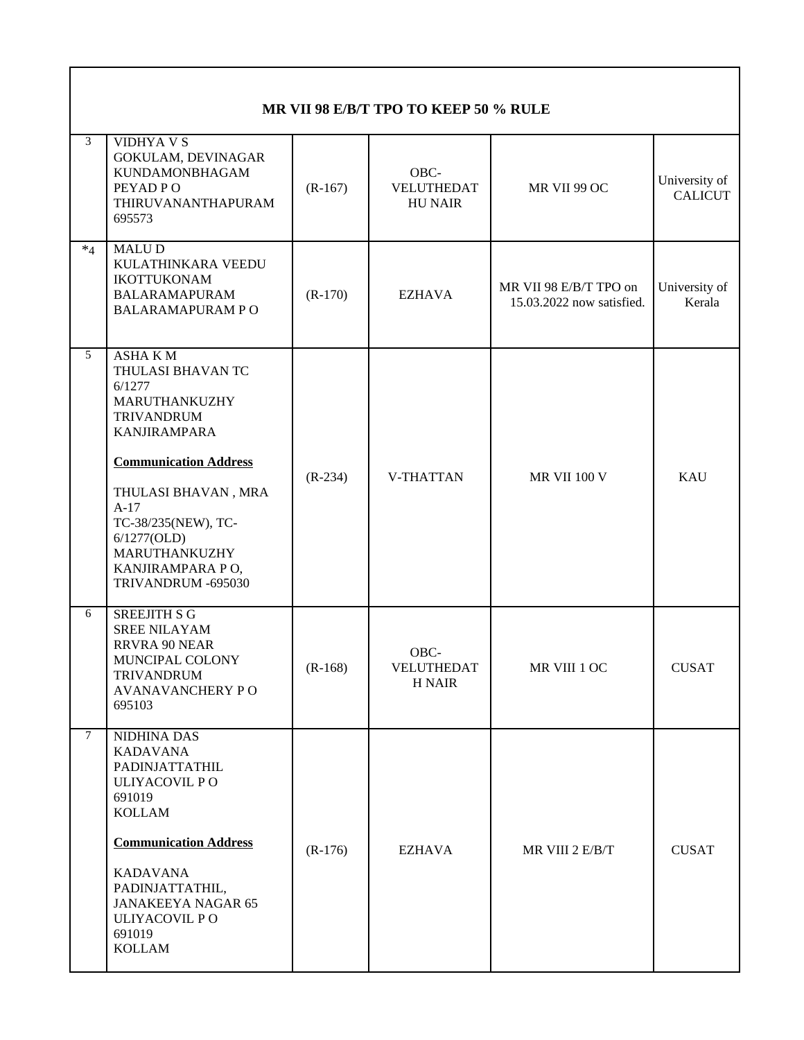| MR VII 98 E/B/T TPO TO KEEP 50 % RULE | | | | | |
|---|---|---|---|---|---|
| 3 | VIDHYA V S<br>GOKULAM, DEVINAGAR<br>KUNDAMONBHAGAM<br>PEYAD P O<br>THIRUVANANTHAPURAM<br>695573 | (R-167) | OBC-VELUTHEDATHU NAIR | MR VII 99 OC | University of CALICUT |
| *4 | MALU D<br>KULATHINKARA VEEDU<br>IKOTTUKONAM<br>BALARAMAPURAM<br>BALARAMAPURAM P O | (R-170) | EZHAVA | MR VII 98 E/B/T TPO on 15.03.2022 now satisfied. | University of Kerala |
| 5 | ASHA K M<br>THULASI BHAVAN TC 6/1277<br>MARUTHANKUZHY<br>TRIVANDRUM<br>KANJIRAMPARA<br><br>**Communication Address**<br><br>THULASI BHAVAN , MRA A-17<br>TC-38/235(NEW), TC-6/1277(OLD)<br>MARUTHANKUZHY<br>KANJIRAMPARA P O,<br>TRIVANDRUM -695030 | (R-234) | V-THATTAN | MR VII 100 V | KAU |
| 6 | SREEJITH S G<br>SREE NILAYAM<br>RRVRA 90 NEAR<br>MUNCIPAL COLONY<br>TRIVANDRUM<br>AVANAVANCHERY P O<br>695103 | (R-168) | OBC-VELUTHEDATH NAIR | MR VIII 1 OC | CUSAT |
| 7 | NIDHINA DAS<br>KADAVANA<br>PADINJATTATHIL<br>ULIYACOVIL P O<br>691019<br>KOLLAM<br><br>**Communication Address**<br><br>KADAVANA<br>PADINJATTATHIL,<br>JANAKEEYA NAGAR 65<br>ULIYACOVIL P O<br>691019<br>KOLLAM | (R-176) | EZHAVA | MR VIII 2 E/B/T | CUSAT |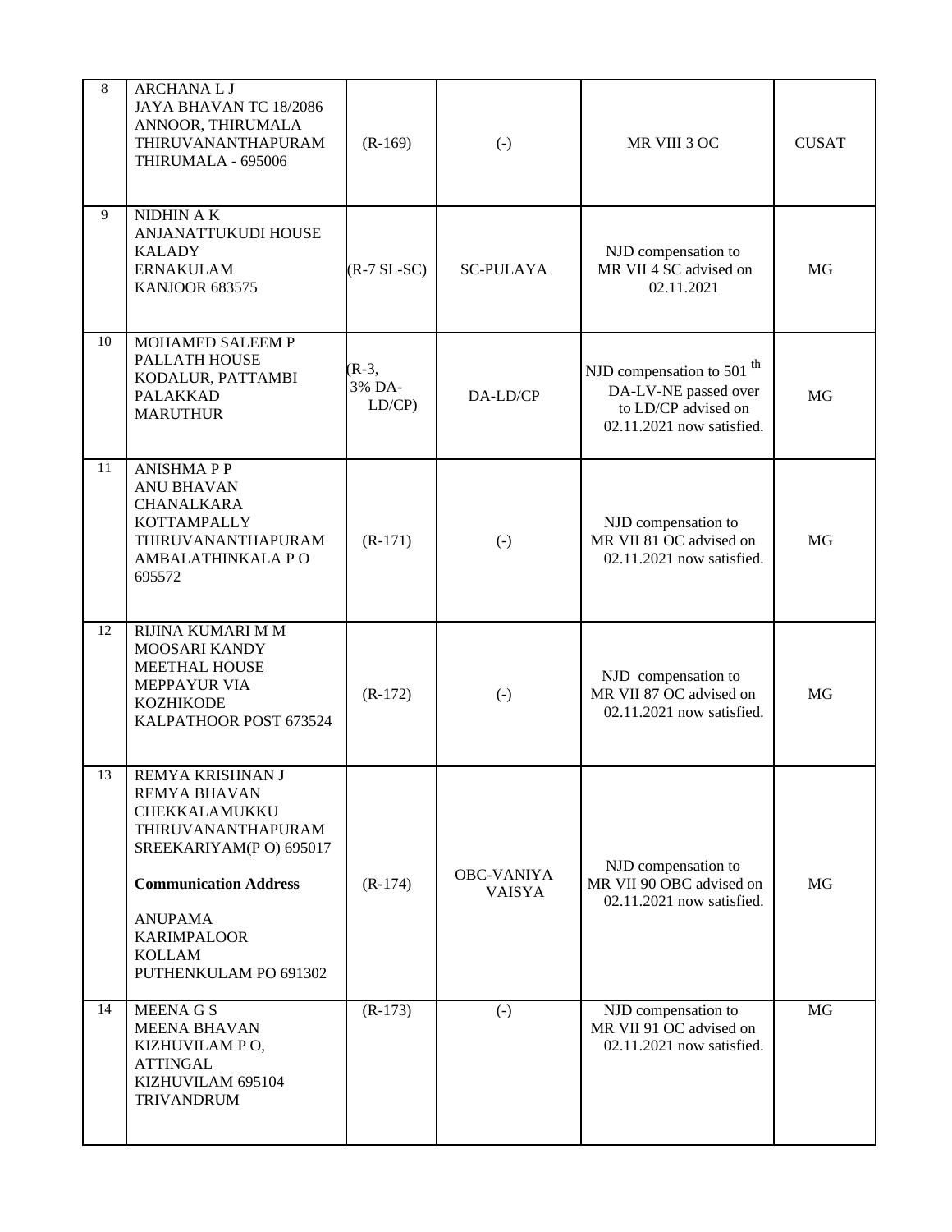| 8 | ARCHANA L J<br>JAYA BHAVAN TC 18/2086<br>ANNOOR, THIRUMALA<br>THIRUVANANTHAPURAM<br>THIRUMALA - 695006 | (R-169) | (-) | MR VIII 3 OC | CUSAT |
|---|---|---|---|---|---|
| 9 | NIDHIN A K<br>ANJANATTUKUDI HOUSE<br>KALADY<br>ERNAKULAM<br>KANJOOR 683575 | (R-7 SL-SC) | SC-PULAYA | NJD compensation to MR VII 4 SC advised on 02.11.2021 | MG |
| 10 | MOHAMED SALEEM P<br>PALLATH HOUSE<br>KODALUR, PATTAMBI<br>PALAKKAD<br>MARUTHUR | (R-3, 3% DA-LD/CP) | DA-LD/CP | NJD compensation to 501 th DA-LV-NE passed over to LD/CP advised on 02.11.2021 now satisfied. | MG |
| 11 | ANISHMA P P<br>ANU BHAVAN<br>CHANALKARA<br>KOTTAMPALLY<br>THIRUVANANTHAPURAM<br>AMBALATHINKALA P O<br>695572 | (R-171) | (-) | NJD compensation to MR VII 81 OC advised on 02.11.2021 now satisfied. | MG |
| 12 | RIJINA KUMARI M M<br>MOOSARI KANDY<br>MEETHAL HOUSE<br>MEPPAYUR VIA<br>KOZHIKODE<br>KALPATHOOR POST 673524 | (R-172) | (-) | NJD compensation to MR VII 87 OC advised on 02.11.2021 now satisfied. | MG |
| 13 | REMYA KRISHNAN J<br>REMYA BHAVAN<br>CHEKKALAMUKKU<br>THIRUVANANTHAPURAM<br>SREEKARIYAM(P O) 695017<br><br>**Communication Address**<br><br>ANUPAMA<br>KARIMPALOOR<br>KOLLAM<br>PUTHENKULAM PO 691302 | (R-174) | OBC-VANIYA VAISYA | NJD compensation to MR VII 90 OBC advised on 02.11.2021 now satisfied. | MG |
| 14 | MEENA G S<br>MEENA BHAVAN<br>KIZHUVILAM P O,<br>ATTINGAL<br>KIZHUVILAM 695104<br>TRIVANDRUM | (R-173) | (-) | NJD compensation to MR VII 91 OC advised on 02.11.2021 now satisfied. | MG |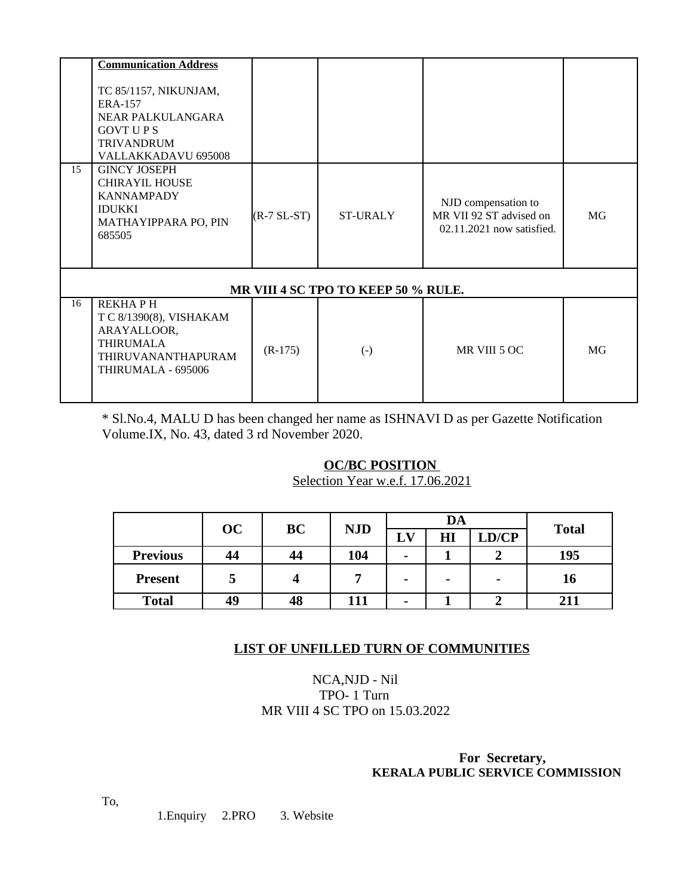| | | | | | |
|---|---|---|---|---|---|
| | **Communication Address**<br><br>TC 85/1157, NIKUNJAM, ERA-157<br>NEAR PALKULANGARA GOVT U P S<br>TRIVANDRUM<br>VALLAKKADAVU 695008 | | | | |
| 15 | GINCY JOSEPH<br>CHIRAYIL HOUSE<br>KANNAMPADY<br>IDUKKI<br>MATHAYIPPARA PO, PIN 685505 | (R-7 SL-ST) | ST-URALY | NJD compensation to MR VII 92 ST advised on 02.11.2021 now satisfied. | MG |
| | **MR VIII 4 SC TPO TO KEEP 50 % RULE.** | | | | |
| 16 | REKHA P H<br>T C 8/1390(8), VISHAKAM<br>ARAYALLOOR,<br>THIRUMALA<br>THIRUVANANTHAPURAM<br>THIRUMALA - 695006 | (R-175) | (-) | MR VIII 5 OC | MG |

* Sl.No.4, MALU D has been changed her name as ISHNAVI D as per Gazette Notification Volume.IX, No. 43, dated 3 rd November 2020.

**OC/BC POSITION**

Selection Year w.e.f. 17.06.2021

| | OC | BC | NJD | DA | | | Total |
|---|---|---|---|---|---|---|---|
| | | | | LV | HI | LD/CP | |
| **Previous** | 44 | 44 | 104 | - | 1 | 2 | 195 |
| **Present** | 5 | 4 | 7 | - | - | - | 16 |
| **Total** | 49 | 48 | 111 | - | 1 | 2 | 211 |

**LIST OF UNFILLED TURN OF COMMUNITIES**

NCA,NJD - Nil

TPO- 1 Turn

MR VIII 4 SC TPO on 15.03.2022

**For Secretary,**
**KERALA PUBLIC SERVICE COMMISSION**

To,

1.Enquiry 2.PRO 3. Website